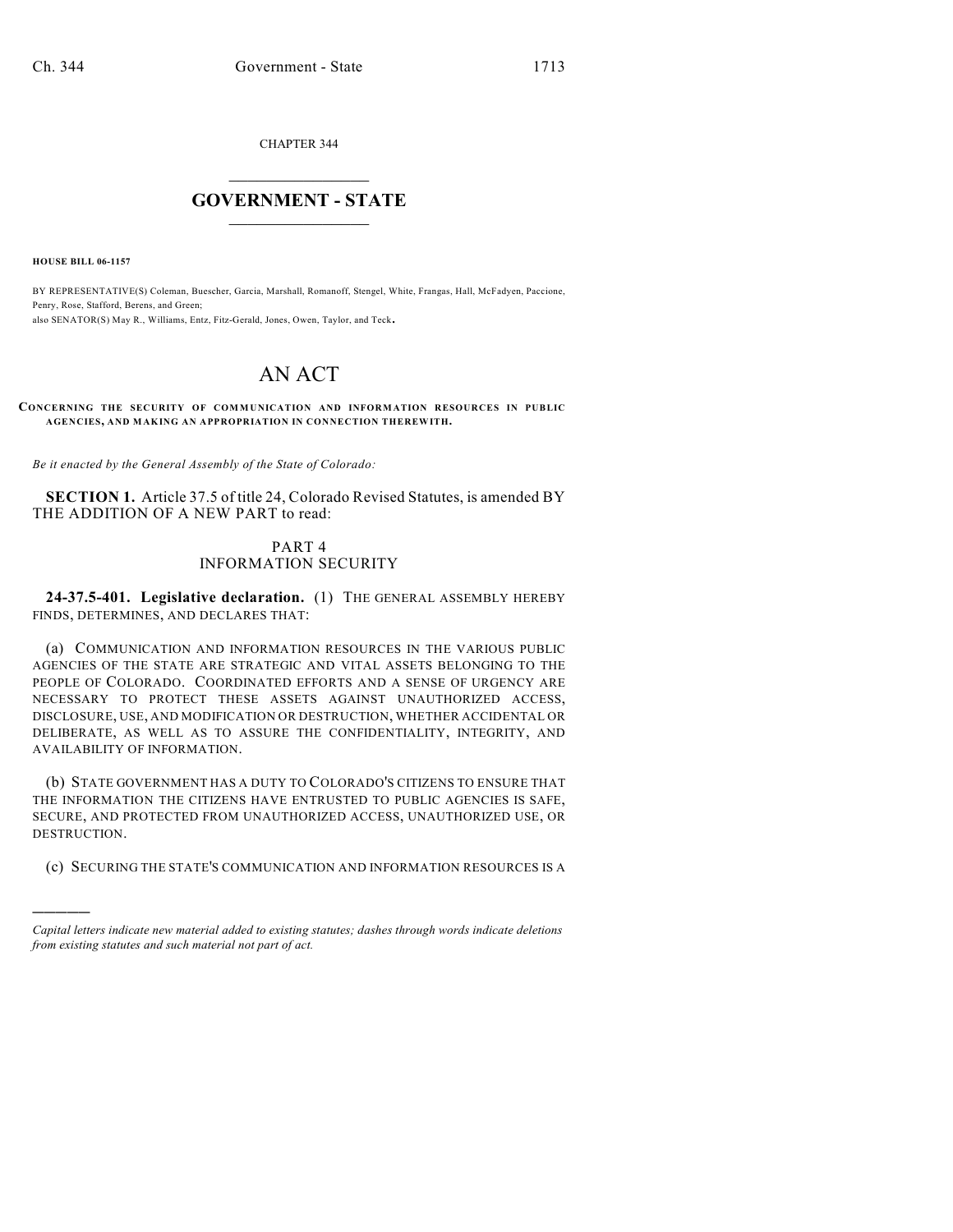CHAPTER 344

# GOVERNMENT - STATE

**HOUSE BILL 06-1157**

BY REPRESENTATIVE(S) Coleman, Buescher, Garcia, Marshall, Romanoff, Stengel, White, Frangas, Hall, McFadyen, Paccione, Penry, Rose, Stafford, Berens, and Green;
also SENATOR(S) May R., Williams, Entz, Fitz-Gerald, Jones, Owen, Taylor, and Teck.

# AN ACT

**CONCERNING THE SECURITY OF COMMUNICATION AND INFORMATION RESOURCES IN PUBLIC AGENCIES, AND MAKING AN APPROPRIATION IN CONNECTION THEREWITH.**

*Be it enacted by the General Assembly of the State of Colorado:*

**SECTION 1.** Article 37.5 of title 24, Colorado Revised Statutes, is amended BY THE ADDITION OF A NEW PART to read:

PART 4
INFORMATION SECURITY

**24-37.5-401. Legislative declaration.** (1) THE GENERAL ASSEMBLY HEREBY FINDS, DETERMINES, AND DECLARES THAT:

(a) COMMUNICATION AND INFORMATION RESOURCES IN THE VARIOUS PUBLIC AGENCIES OF THE STATE ARE STRATEGIC AND VITAL ASSETS BELONGING TO THE PEOPLE OF COLORADO. COORDINATED EFFORTS AND A SENSE OF URGENCY ARE NECESSARY TO PROTECT THESE ASSETS AGAINST UNAUTHORIZED ACCESS, DISCLOSURE, USE, AND MODIFICATION OR DESTRUCTION, WHETHER ACCIDENTAL OR DELIBERATE, AS WELL AS TO ASSURE THE CONFIDENTIALITY, INTEGRITY, AND AVAILABILITY OF INFORMATION.

(b) STATE GOVERNMENT HAS A DUTY TO COLORADO'S CITIZENS TO ENSURE THAT THE INFORMATION THE CITIZENS HAVE ENTRUSTED TO PUBLIC AGENCIES IS SAFE, SECURE, AND PROTECTED FROM UNAUTHORIZED ACCESS, UNAUTHORIZED USE, OR DESTRUCTION.

(c) SECURING THE STATE'S COMMUNICATION AND INFORMATION RESOURCES IS A

---

*Capital letters indicate new material added to existing statutes; dashes through words indicate deletions from existing statutes and such material not part of act.*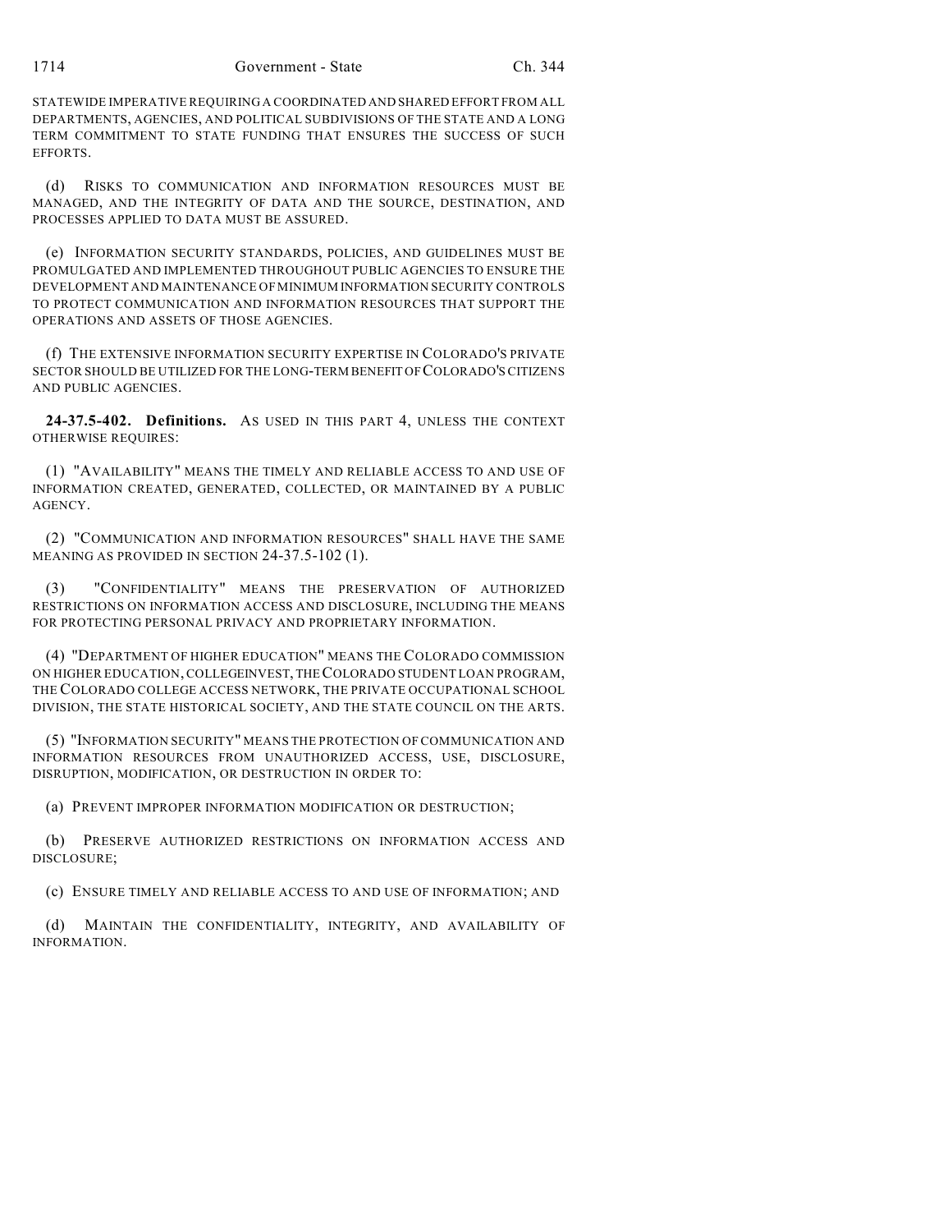STATEWIDE IMPERATIVE REQUIRING A COORDINATED AND SHARED EFFORT FROM ALL DEPARTMENTS, AGENCIES, AND POLITICAL SUBDIVISIONS OF THE STATE AND A LONG TERM COMMITMENT TO STATE FUNDING THAT ENSURES THE SUCCESS OF SUCH EFFORTS.

(d) RISKS TO COMMUNICATION AND INFORMATION RESOURCES MUST BE MANAGED, AND THE INTEGRITY OF DATA AND THE SOURCE, DESTINATION, AND PROCESSES APPLIED TO DATA MUST BE ASSURED.

(e) INFORMATION SECURITY STANDARDS, POLICIES, AND GUIDELINES MUST BE PROMULGATED AND IMPLEMENTED THROUGHOUT PUBLIC AGENCIES TO ENSURE THE DEVELOPMENT AND MAINTENANCE OF MINIMUM INFORMATION SECURITY CONTROLS TO PROTECT COMMUNICATION AND INFORMATION RESOURCES THAT SUPPORT THE OPERATIONS AND ASSETS OF THOSE AGENCIES.

(f) THE EXTENSIVE INFORMATION SECURITY EXPERTISE IN COLORADO'S PRIVATE SECTOR SHOULD BE UTILIZED FOR THE LONG-TERM BENEFIT OF COLORADO'S CITIZENS AND PUBLIC AGENCIES.

**24-37.5-402. Definitions.** AS USED IN THIS PART 4, UNLESS THE CONTEXT OTHERWISE REQUIRES:

(1) "AVAILABILITY" MEANS THE TIMELY AND RELIABLE ACCESS TO AND USE OF INFORMATION CREATED, GENERATED, COLLECTED, OR MAINTAINED BY A PUBLIC AGENCY.

(2) "COMMUNICATION AND INFORMATION RESOURCES" SHALL HAVE THE SAME MEANING AS PROVIDED IN SECTION 24-37.5-102 (1).

(3) "CONFIDENTIALITY" MEANS THE PRESERVATION OF AUTHORIZED RESTRICTIONS ON INFORMATION ACCESS AND DISCLOSURE, INCLUDING THE MEANS FOR PROTECTING PERSONAL PRIVACY AND PROPRIETARY INFORMATION.

(4) "DEPARTMENT OF HIGHER EDUCATION" MEANS THE COLORADO COMMISSION ON HIGHER EDUCATION, COLLEGEINVEST, THE COLORADO STUDENT LOAN PROGRAM, THE COLORADO COLLEGE ACCESS NETWORK, THE PRIVATE OCCUPATIONAL SCHOOL DIVISION, THE STATE HISTORICAL SOCIETY, AND THE STATE COUNCIL ON THE ARTS.

(5) "INFORMATION SECURITY" MEANS THE PROTECTION OF COMMUNICATION AND INFORMATION RESOURCES FROM UNAUTHORIZED ACCESS, USE, DISCLOSURE, DISRUPTION, MODIFICATION, OR DESTRUCTION IN ORDER TO:

(a) PREVENT IMPROPER INFORMATION MODIFICATION OR DESTRUCTION;

(b) PRESERVE AUTHORIZED RESTRICTIONS ON INFORMATION ACCESS AND DISCLOSURE;

(c) ENSURE TIMELY AND RELIABLE ACCESS TO AND USE OF INFORMATION; AND

(d) MAINTAIN THE CONFIDENTIALITY, INTEGRITY, AND AVAILABILITY OF INFORMATION.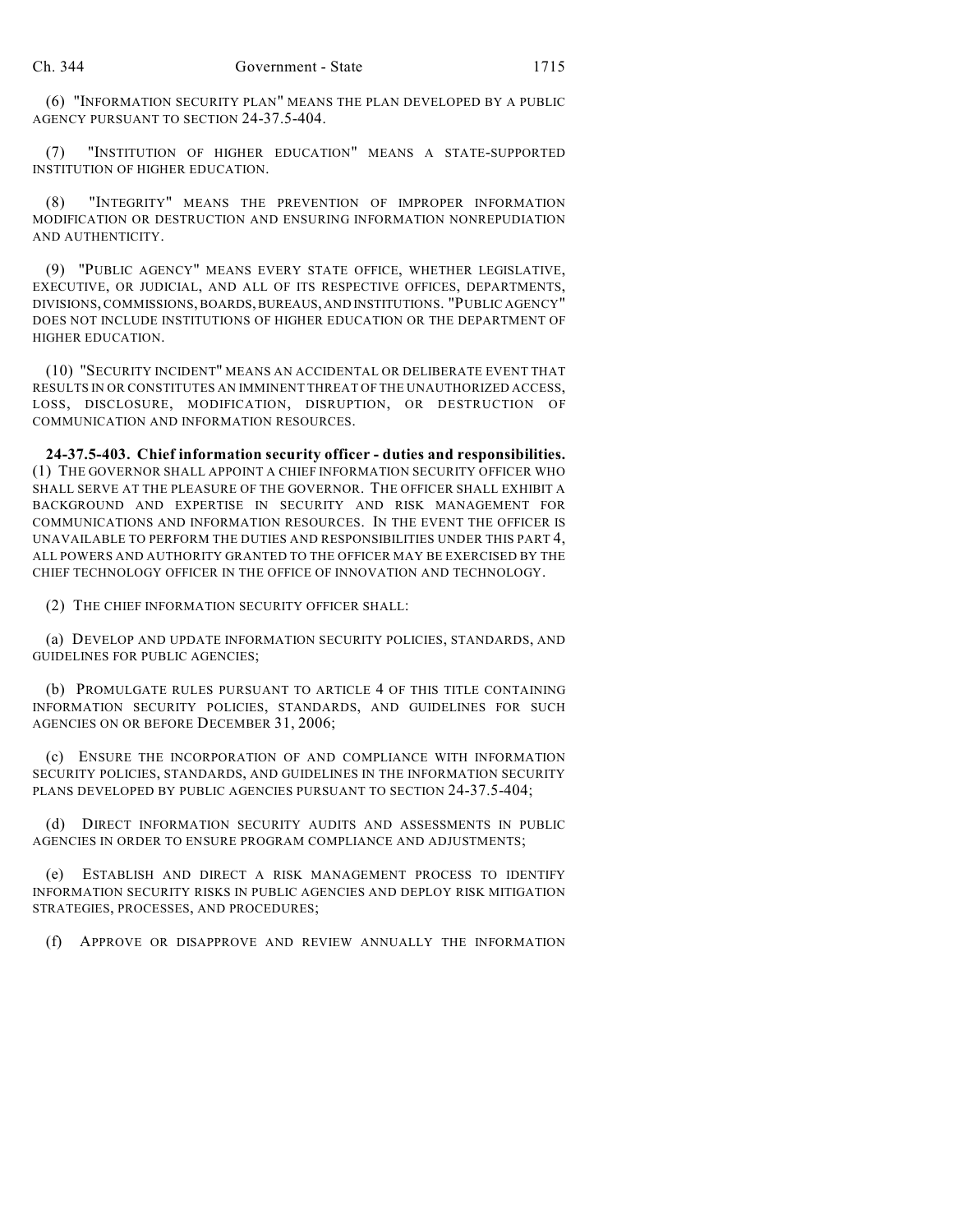(6) "INFORMATION SECURITY PLAN" MEANS THE PLAN DEVELOPED BY A PUBLIC AGENCY PURSUANT TO SECTION 24-37.5-404.

(7) "INSTITUTION OF HIGHER EDUCATION" MEANS A STATE-SUPPORTED INSTITUTION OF HIGHER EDUCATION.

(8) "INTEGRITY" MEANS THE PREVENTION OF IMPROPER INFORMATION MODIFICATION OR DESTRUCTION AND ENSURING INFORMATION NONREPUDIATION AND AUTHENTICITY.

(9) "PUBLIC AGENCY" MEANS EVERY STATE OFFICE, WHETHER LEGISLATIVE, EXECUTIVE, OR JUDICIAL, AND ALL OF ITS RESPECTIVE OFFICES, DEPARTMENTS, DIVISIONS, COMMISSIONS, BOARDS, BUREAUS, AND INSTITUTIONS. "PUBLIC AGENCY" DOES NOT INCLUDE INSTITUTIONS OF HIGHER EDUCATION OR THE DEPARTMENT OF HIGHER EDUCATION.

(10) "SECURITY INCIDENT" MEANS AN ACCIDENTAL OR DELIBERATE EVENT THAT RESULTS IN OR CONSTITUTES AN IMMINENT THREAT OF THE UNAUTHORIZED ACCESS, LOSS, DISCLOSURE, MODIFICATION, DISRUPTION, OR DESTRUCTION OF COMMUNICATION AND INFORMATION RESOURCES.

**24-37.5-403. Chief information security officer - duties and responsibilities.** (1) THE GOVERNOR SHALL APPOINT A CHIEF INFORMATION SECURITY OFFICER WHO SHALL SERVE AT THE PLEASURE OF THE GOVERNOR. THE OFFICER SHALL EXHIBIT A BACKGROUND AND EXPERTISE IN SECURITY AND RISK MANAGEMENT FOR COMMUNICATIONS AND INFORMATION RESOURCES. IN THE EVENT THE OFFICER IS UNAVAILABLE TO PERFORM THE DUTIES AND RESPONSIBILITIES UNDER THIS PART 4, ALL POWERS AND AUTHORITY GRANTED TO THE OFFICER MAY BE EXERCISED BY THE CHIEF TECHNOLOGY OFFICER IN THE OFFICE OF INNOVATION AND TECHNOLOGY.

(2) THE CHIEF INFORMATION SECURITY OFFICER SHALL:

(a) DEVELOP AND UPDATE INFORMATION SECURITY POLICIES, STANDARDS, AND GUIDELINES FOR PUBLIC AGENCIES;

(b) PROMULGATE RULES PURSUANT TO ARTICLE 4 OF THIS TITLE CONTAINING INFORMATION SECURITY POLICIES, STANDARDS, AND GUIDELINES FOR SUCH AGENCIES ON OR BEFORE DECEMBER 31, 2006;

(c) ENSURE THE INCORPORATION OF AND COMPLIANCE WITH INFORMATION SECURITY POLICIES, STANDARDS, AND GUIDELINES IN THE INFORMATION SECURITY PLANS DEVELOPED BY PUBLIC AGENCIES PURSUANT TO SECTION 24-37.5-404;

(d) DIRECT INFORMATION SECURITY AUDITS AND ASSESSMENTS IN PUBLIC AGENCIES IN ORDER TO ENSURE PROGRAM COMPLIANCE AND ADJUSTMENTS;

(e) ESTABLISH AND DIRECT A RISK MANAGEMENT PROCESS TO IDENTIFY INFORMATION SECURITY RISKS IN PUBLIC AGENCIES AND DEPLOY RISK MITIGATION STRATEGIES, PROCESSES, AND PROCEDURES;

(f) APPROVE OR DISAPPROVE AND REVIEW ANNUALLY THE INFORMATION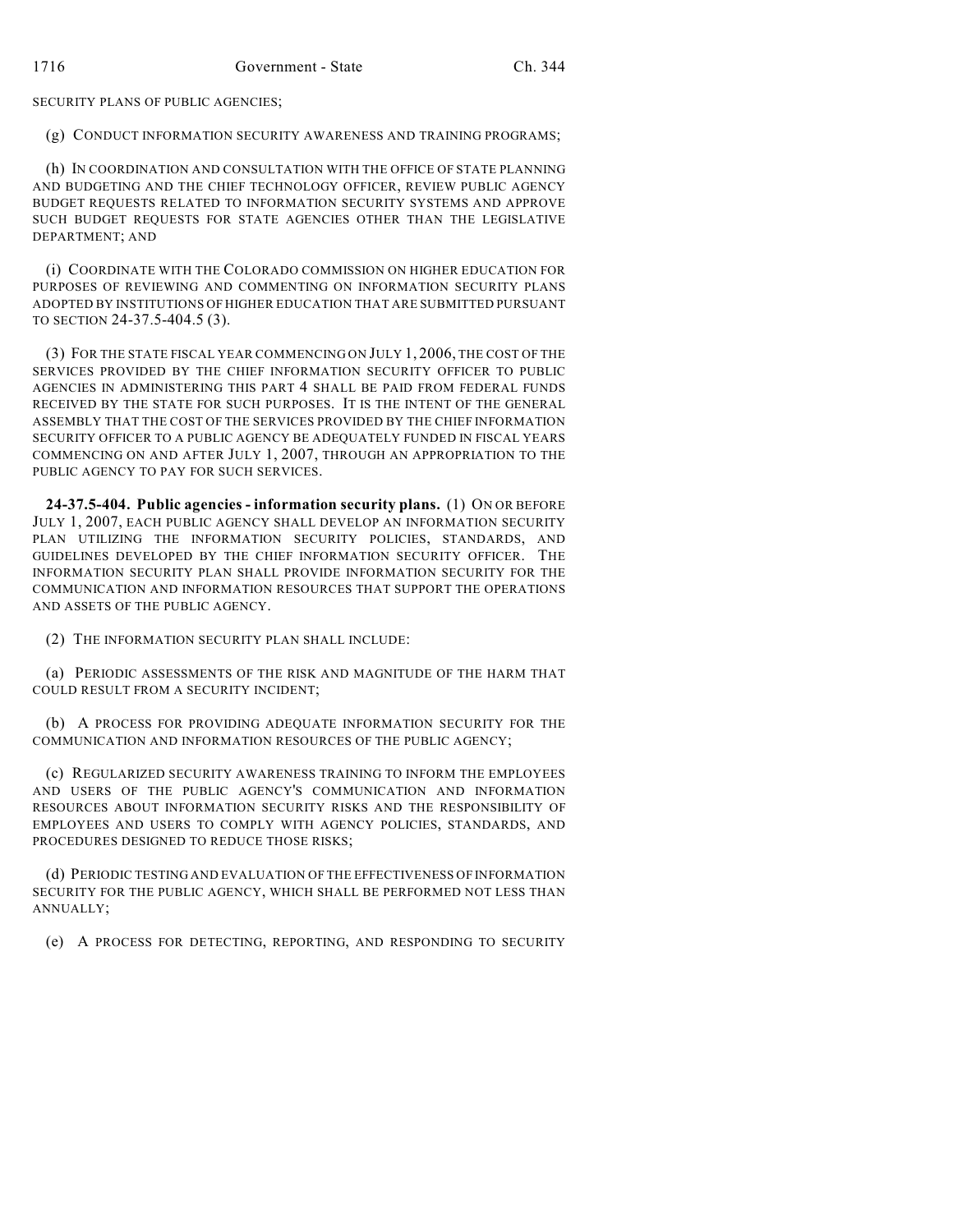SECURITY PLANS OF PUBLIC AGENCIES;

(g) CONDUCT INFORMATION SECURITY AWARENESS AND TRAINING PROGRAMS;

(h) IN COORDINATION AND CONSULTATION WITH THE OFFICE OF STATE PLANNING AND BUDGETING AND THE CHIEF TECHNOLOGY OFFICER, REVIEW PUBLIC AGENCY BUDGET REQUESTS RELATED TO INFORMATION SECURITY SYSTEMS AND APPROVE SUCH BUDGET REQUESTS FOR STATE AGENCIES OTHER THAN THE LEGISLATIVE DEPARTMENT; AND

(i) COORDINATE WITH THE COLORADO COMMISSION ON HIGHER EDUCATION FOR PURPOSES OF REVIEWING AND COMMENTING ON INFORMATION SECURITY PLANS ADOPTED BY INSTITUTIONS OF HIGHER EDUCATION THAT ARE SUBMITTED PURSUANT TO SECTION 24-37.5-404.5 (3).

(3) FOR THE STATE FISCAL YEAR COMMENCING ON JULY 1, 2006, THE COST OF THE SERVICES PROVIDED BY THE CHIEF INFORMATION SECURITY OFFICER TO PUBLIC AGENCIES IN ADMINISTERING THIS PART 4 SHALL BE PAID FROM FEDERAL FUNDS RECEIVED BY THE STATE FOR SUCH PURPOSES. IT IS THE INTENT OF THE GENERAL ASSEMBLY THAT THE COST OF THE SERVICES PROVIDED BY THE CHIEF INFORMATION SECURITY OFFICER TO A PUBLIC AGENCY BE ADEQUATELY FUNDED IN FISCAL YEARS COMMENCING ON AND AFTER JULY 1, 2007, THROUGH AN APPROPRIATION TO THE PUBLIC AGENCY TO PAY FOR SUCH SERVICES.

**24-37.5-404. Public agencies - information security plans.** (1) ON OR BEFORE JULY 1, 2007, EACH PUBLIC AGENCY SHALL DEVELOP AN INFORMATION SECURITY PLAN UTILIZING THE INFORMATION SECURITY POLICIES, STANDARDS, AND GUIDELINES DEVELOPED BY THE CHIEF INFORMATION SECURITY OFFICER. THE INFORMATION SECURITY PLAN SHALL PROVIDE INFORMATION SECURITY FOR THE COMMUNICATION AND INFORMATION RESOURCES THAT SUPPORT THE OPERATIONS AND ASSETS OF THE PUBLIC AGENCY.

(2) THE INFORMATION SECURITY PLAN SHALL INCLUDE:

(a) PERIODIC ASSESSMENTS OF THE RISK AND MAGNITUDE OF THE HARM THAT COULD RESULT FROM A SECURITY INCIDENT;

(b) A PROCESS FOR PROVIDING ADEQUATE INFORMATION SECURITY FOR THE COMMUNICATION AND INFORMATION RESOURCES OF THE PUBLIC AGENCY;

(c) REGULARIZED SECURITY AWARENESS TRAINING TO INFORM THE EMPLOYEES AND USERS OF THE PUBLIC AGENCY'S COMMUNICATION AND INFORMATION RESOURCES ABOUT INFORMATION SECURITY RISKS AND THE RESPONSIBILITY OF EMPLOYEES AND USERS TO COMPLY WITH AGENCY POLICIES, STANDARDS, AND PROCEDURES DESIGNED TO REDUCE THOSE RISKS;

(d) PERIODIC TESTING AND EVALUATION OF THE EFFECTIVENESS OF INFORMATION SECURITY FOR THE PUBLIC AGENCY, WHICH SHALL BE PERFORMED NOT LESS THAN ANNUALLY;

(e) A PROCESS FOR DETECTING, REPORTING, AND RESPONDING TO SECURITY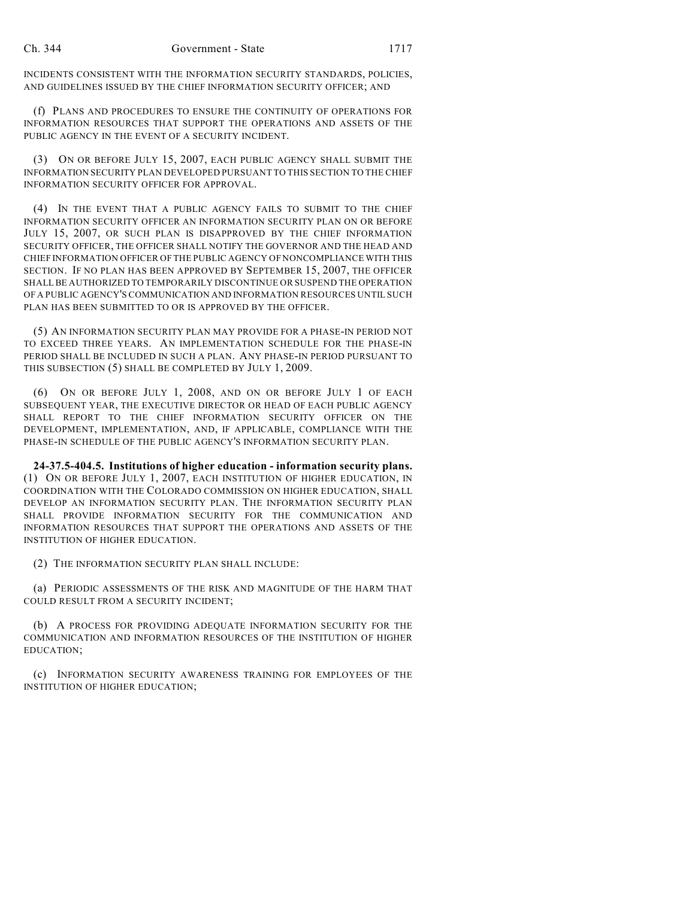INCIDENTS CONSISTENT WITH THE INFORMATION SECURITY STANDARDS, POLICIES, AND GUIDELINES ISSUED BY THE CHIEF INFORMATION SECURITY OFFICER; AND

(f) PLANS AND PROCEDURES TO ENSURE THE CONTINUITY OF OPERATIONS FOR INFORMATION RESOURCES THAT SUPPORT THE OPERATIONS AND ASSETS OF THE PUBLIC AGENCY IN THE EVENT OF A SECURITY INCIDENT.

(3) ON OR BEFORE JULY 15, 2007, EACH PUBLIC AGENCY SHALL SUBMIT THE INFORMATION SECURITY PLAN DEVELOPED PURSUANT TO THIS SECTION TO THE CHIEF INFORMATION SECURITY OFFICER FOR APPROVAL.

(4) IN THE EVENT THAT A PUBLIC AGENCY FAILS TO SUBMIT TO THE CHIEF INFORMATION SECURITY OFFICER AN INFORMATION SECURITY PLAN ON OR BEFORE JULY 15, 2007, OR SUCH PLAN IS DISAPPROVED BY THE CHIEF INFORMATION SECURITY OFFICER, THE OFFICER SHALL NOTIFY THE GOVERNOR AND THE HEAD AND CHIEF INFORMATION OFFICER OF THE PUBLIC AGENCY OF NONCOMPLIANCE WITH THIS SECTION. IF NO PLAN HAS BEEN APPROVED BY SEPTEMBER 15, 2007, THE OFFICER SHALL BE AUTHORIZED TO TEMPORARILY DISCONTINUE OR SUSPEND THE OPERATION OF A PUBLIC AGENCY'S COMMUNICATION AND INFORMATION RESOURCES UNTIL SUCH PLAN HAS BEEN SUBMITTED TO OR IS APPROVED BY THE OFFICER.

(5) AN INFORMATION SECURITY PLAN MAY PROVIDE FOR A PHASE-IN PERIOD NOT TO EXCEED THREE YEARS. AN IMPLEMENTATION SCHEDULE FOR THE PHASE-IN PERIOD SHALL BE INCLUDED IN SUCH A PLAN. ANY PHASE-IN PERIOD PURSUANT TO THIS SUBSECTION (5) SHALL BE COMPLETED BY JULY 1, 2009.

(6) ON OR BEFORE JULY 1, 2008, AND ON OR BEFORE JULY 1 OF EACH SUBSEQUENT YEAR, THE EXECUTIVE DIRECTOR OR HEAD OF EACH PUBLIC AGENCY SHALL REPORT TO THE CHIEF INFORMATION SECURITY OFFICER ON THE DEVELOPMENT, IMPLEMENTATION, AND, IF APPLICABLE, COMPLIANCE WITH THE PHASE-IN SCHEDULE OF THE PUBLIC AGENCY'S INFORMATION SECURITY PLAN.

**24-37.5-404.5. Institutions of higher education - information security plans.** (1) ON OR BEFORE JULY 1, 2007, EACH INSTITUTION OF HIGHER EDUCATION, IN COORDINATION WITH THE COLORADO COMMISSION ON HIGHER EDUCATION, SHALL DEVELOP AN INFORMATION SECURITY PLAN. THE INFORMATION SECURITY PLAN SHALL PROVIDE INFORMATION SECURITY FOR THE COMMUNICATION AND INFORMATION RESOURCES THAT SUPPORT THE OPERATIONS AND ASSETS OF THE INSTITUTION OF HIGHER EDUCATION.

(2) THE INFORMATION SECURITY PLAN SHALL INCLUDE:

(a) PERIODIC ASSESSMENTS OF THE RISK AND MAGNITUDE OF THE HARM THAT COULD RESULT FROM A SECURITY INCIDENT;

(b) A PROCESS FOR PROVIDING ADEQUATE INFORMATION SECURITY FOR THE COMMUNICATION AND INFORMATION RESOURCES OF THE INSTITUTION OF HIGHER EDUCATION;

(c) INFORMATION SECURITY AWARENESS TRAINING FOR EMPLOYEES OF THE INSTITUTION OF HIGHER EDUCATION;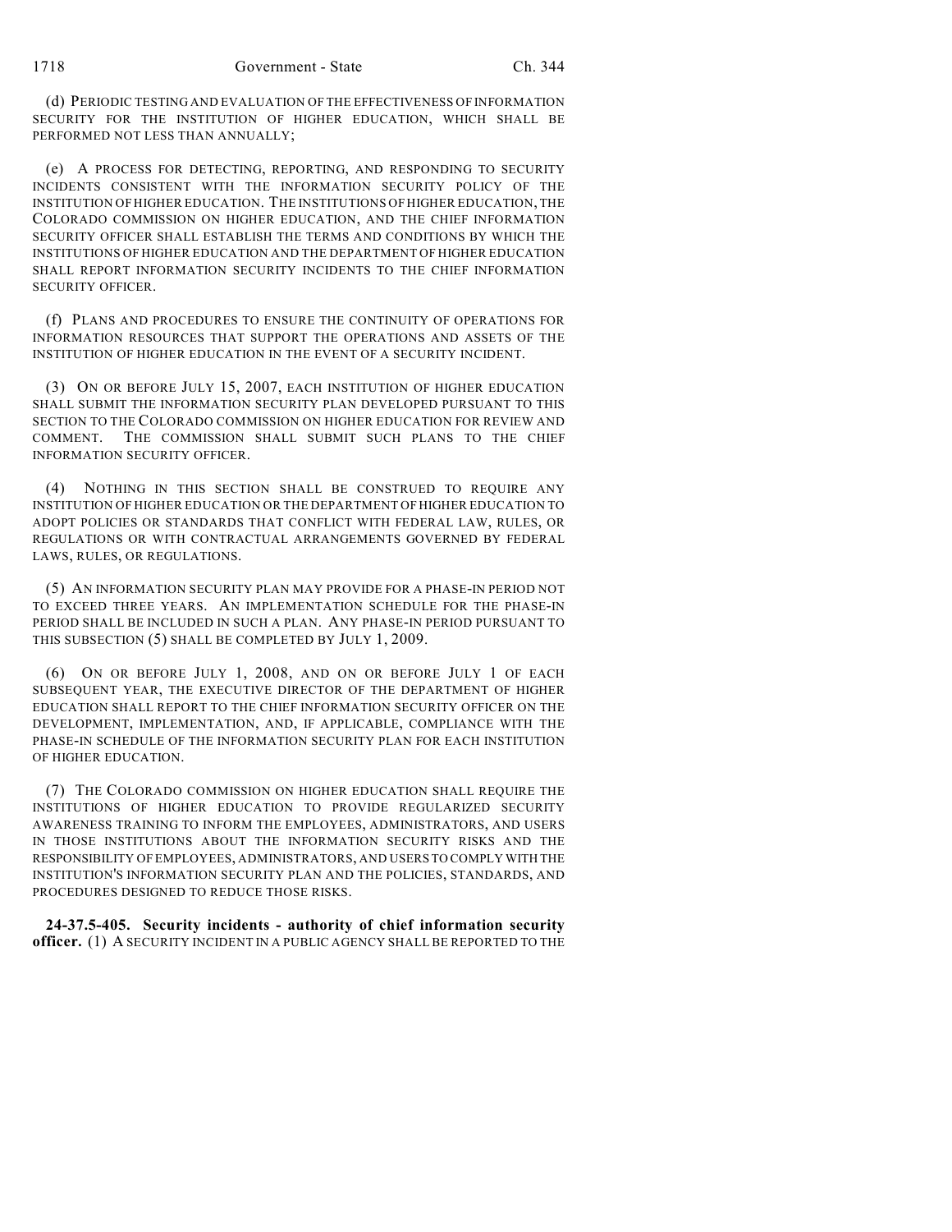(d) PERIODIC TESTING AND EVALUATION OF THE EFFECTIVENESS OF INFORMATION SECURITY FOR THE INSTITUTION OF HIGHER EDUCATION, WHICH SHALL BE PERFORMED NOT LESS THAN ANNUALLY;

(e) A PROCESS FOR DETECTING, REPORTING, AND RESPONDING TO SECURITY INCIDENTS CONSISTENT WITH THE INFORMATION SECURITY POLICY OF THE INSTITUTION OF HIGHER EDUCATION. THE INSTITUTIONS OF HIGHER EDUCATION, THE COLORADO COMMISSION ON HIGHER EDUCATION, AND THE CHIEF INFORMATION SECURITY OFFICER SHALL ESTABLISH THE TERMS AND CONDITIONS BY WHICH THE INSTITUTIONS OF HIGHER EDUCATION AND THE DEPARTMENT OF HIGHER EDUCATION SHALL REPORT INFORMATION SECURITY INCIDENTS TO THE CHIEF INFORMATION SECURITY OFFICER.

(f) PLANS AND PROCEDURES TO ENSURE THE CONTINUITY OF OPERATIONS FOR INFORMATION RESOURCES THAT SUPPORT THE OPERATIONS AND ASSETS OF THE INSTITUTION OF HIGHER EDUCATION IN THE EVENT OF A SECURITY INCIDENT.

(3) ON OR BEFORE JULY 15, 2007, EACH INSTITUTION OF HIGHER EDUCATION SHALL SUBMIT THE INFORMATION SECURITY PLAN DEVELOPED PURSUANT TO THIS SECTION TO THE COLORADO COMMISSION ON HIGHER EDUCATION FOR REVIEW AND COMMENT. THE COMMISSION SHALL SUBMIT SUCH PLANS TO THE CHIEF INFORMATION SECURITY OFFICER.

(4) NOTHING IN THIS SECTION SHALL BE CONSTRUED TO REQUIRE ANY INSTITUTION OF HIGHER EDUCATION OR THE DEPARTMENT OF HIGHER EDUCATION TO ADOPT POLICIES OR STANDARDS THAT CONFLICT WITH FEDERAL LAW, RULES, OR REGULATIONS OR WITH CONTRACTUAL ARRANGEMENTS GOVERNED BY FEDERAL LAWS, RULES, OR REGULATIONS.

(5) AN INFORMATION SECURITY PLAN MAY PROVIDE FOR A PHASE-IN PERIOD NOT TO EXCEED THREE YEARS. AN IMPLEMENTATION SCHEDULE FOR THE PHASE-IN PERIOD SHALL BE INCLUDED IN SUCH A PLAN. ANY PHASE-IN PERIOD PURSUANT TO THIS SUBSECTION (5) SHALL BE COMPLETED BY JULY 1, 2009.

(6) ON OR BEFORE JULY 1, 2008, AND ON OR BEFORE JULY 1 OF EACH SUBSEQUENT YEAR, THE EXECUTIVE DIRECTOR OF THE DEPARTMENT OF HIGHER EDUCATION SHALL REPORT TO THE CHIEF INFORMATION SECURITY OFFICER ON THE DEVELOPMENT, IMPLEMENTATION, AND, IF APPLICABLE, COMPLIANCE WITH THE PHASE-IN SCHEDULE OF THE INFORMATION SECURITY PLAN FOR EACH INSTITUTION OF HIGHER EDUCATION.

(7) THE COLORADO COMMISSION ON HIGHER EDUCATION SHALL REQUIRE THE INSTITUTIONS OF HIGHER EDUCATION TO PROVIDE REGULARIZED SECURITY AWARENESS TRAINING TO INFORM THE EMPLOYEES, ADMINISTRATORS, AND USERS IN THOSE INSTITUTIONS ABOUT THE INFORMATION SECURITY RISKS AND THE RESPONSIBILITY OF EMPLOYEES, ADMINISTRATORS, AND USERS TO COMPLY WITH THE INSTITUTION'S INFORMATION SECURITY PLAN AND THE POLICIES, STANDARDS, AND PROCEDURES DESIGNED TO REDUCE THOSE RISKS.

**24-37.5-405. Security incidents - authority of chief information security officer.** (1) A SECURITY INCIDENT IN A PUBLIC AGENCY SHALL BE REPORTED TO THE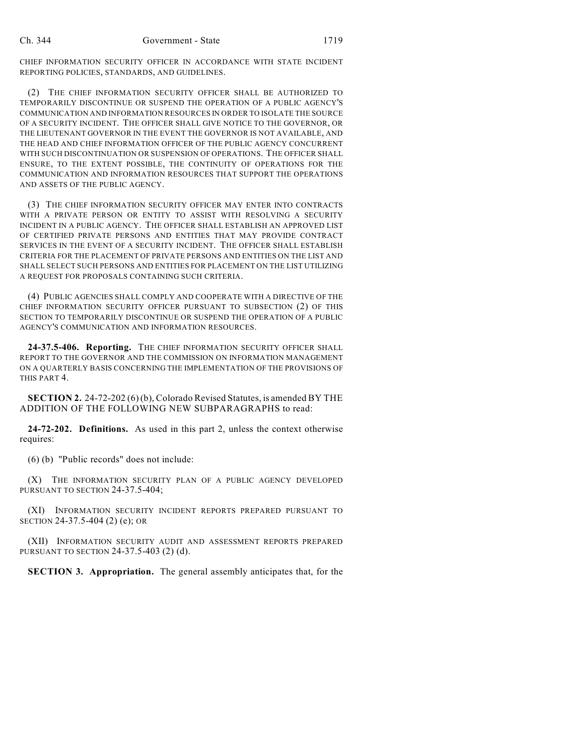CHIEF INFORMATION SECURITY OFFICER IN ACCORDANCE WITH STATE INCIDENT REPORTING POLICIES, STANDARDS, AND GUIDELINES.

(2) THE CHIEF INFORMATION SECURITY OFFICER SHALL BE AUTHORIZED TO TEMPORARILY DISCONTINUE OR SUSPEND THE OPERATION OF A PUBLIC AGENCY'S COMMUNICATION AND INFORMATION RESOURCES IN ORDER TO ISOLATE THE SOURCE OF A SECURITY INCIDENT. THE OFFICER SHALL GIVE NOTICE TO THE GOVERNOR, OR THE LIEUTENANT GOVERNOR IN THE EVENT THE GOVERNOR IS NOT AVAILABLE, AND THE HEAD AND CHIEF INFORMATION OFFICER OF THE PUBLIC AGENCY CONCURRENT WITH SUCH DISCONTINUATION OR SUSPENSION OF OPERATIONS. THE OFFICER SHALL ENSURE, TO THE EXTENT POSSIBLE, THE CONTINUITY OF OPERATIONS FOR THE COMMUNICATION AND INFORMATION RESOURCES THAT SUPPORT THE OPERATIONS AND ASSETS OF THE PUBLIC AGENCY.

(3) THE CHIEF INFORMATION SECURITY OFFICER MAY ENTER INTO CONTRACTS WITH A PRIVATE PERSON OR ENTITY TO ASSIST WITH RESOLVING A SECURITY INCIDENT IN A PUBLIC AGENCY. THE OFFICER SHALL ESTABLISH AN APPROVED LIST OF CERTIFIED PRIVATE PERSONS AND ENTITIES THAT MAY PROVIDE CONTRACT SERVICES IN THE EVENT OF A SECURITY INCIDENT. THE OFFICER SHALL ESTABLISH CRITERIA FOR THE PLACEMENT OF PRIVATE PERSONS AND ENTITIES ON THE LIST AND SHALL SELECT SUCH PERSONS AND ENTITIES FOR PLACEMENT ON THE LIST UTILIZING A REQUEST FOR PROPOSALS CONTAINING SUCH CRITERIA.

(4) PUBLIC AGENCIES SHALL COMPLY AND COOPERATE WITH A DIRECTIVE OF THE CHIEF INFORMATION SECURITY OFFICER PURSUANT TO SUBSECTION (2) OF THIS SECTION TO TEMPORARILY DISCONTINUE OR SUSPEND THE OPERATION OF A PUBLIC AGENCY'S COMMUNICATION AND INFORMATION RESOURCES.

**24-37.5-406. Reporting.** THE CHIEF INFORMATION SECURITY OFFICER SHALL REPORT TO THE GOVERNOR AND THE COMMISSION ON INFORMATION MANAGEMENT ON A QUARTERLY BASIS CONCERNING THE IMPLEMENTATION OF THE PROVISIONS OF THIS PART 4.

**SECTION 2.** 24-72-202 (6) (b), Colorado Revised Statutes, is amended BY THE ADDITION OF THE FOLLOWING NEW SUBPARAGRAPHS to read:

**24-72-202. Definitions.** As used in this part 2, unless the context otherwise requires:

(6) (b) "Public records" does not include:

(X) THE INFORMATION SECURITY PLAN OF A PUBLIC AGENCY DEVELOPED PURSUANT TO SECTION 24-37.5-404;

(XI) INFORMATION SECURITY INCIDENT REPORTS PREPARED PURSUANT TO SECTION 24-37.5-404 (2) (e); OR

(XII) INFORMATION SECURITY AUDIT AND ASSESSMENT REPORTS PREPARED PURSUANT TO SECTION 24-37.5-403 (2) (d).

**SECTION 3. Appropriation.** The general assembly anticipates that, for the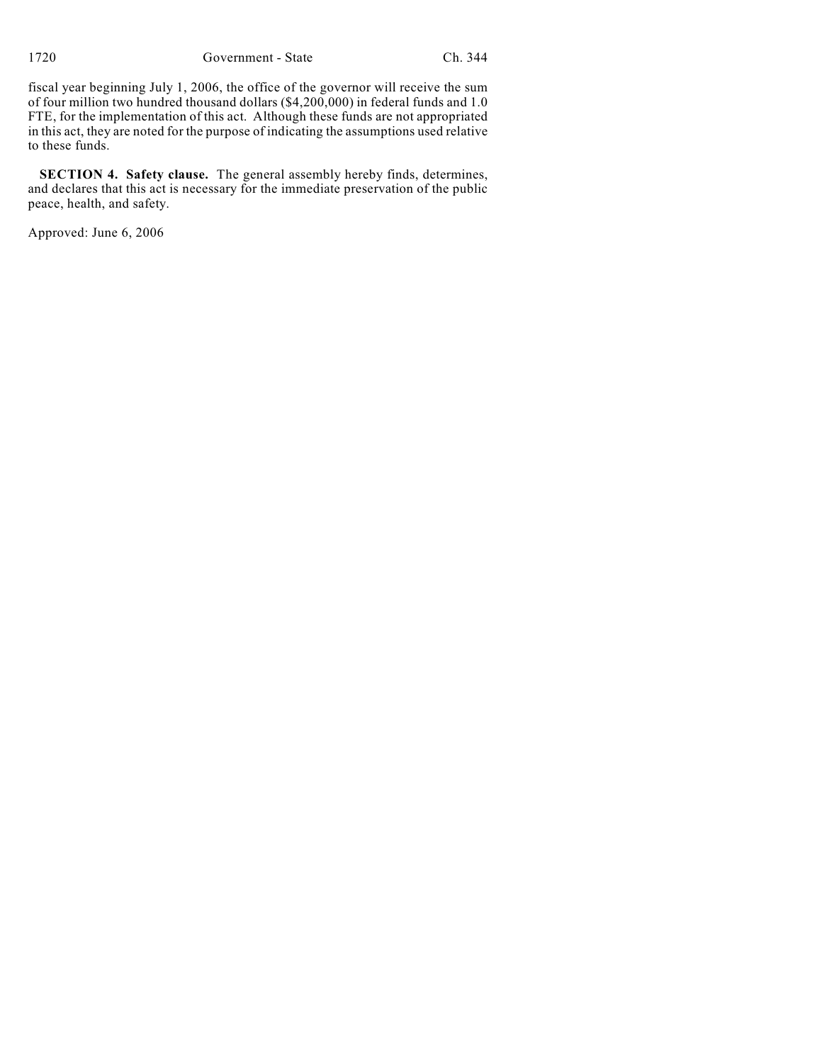fiscal year beginning July 1, 2006, the office of the governor will receive the sum of four million two hundred thousand dollars ($4,200,000) in federal funds and 1.0 FTE, for the implementation of this act. Although these funds are not appropriated in this act, they are noted for the purpose of indicating the assumptions used relative to these funds.

**SECTION 4. Safety clause.** The general assembly hereby finds, determines, and declares that this act is necessary for the immediate preservation of the public peace, health, and safety.

Approved: June 6, 2006